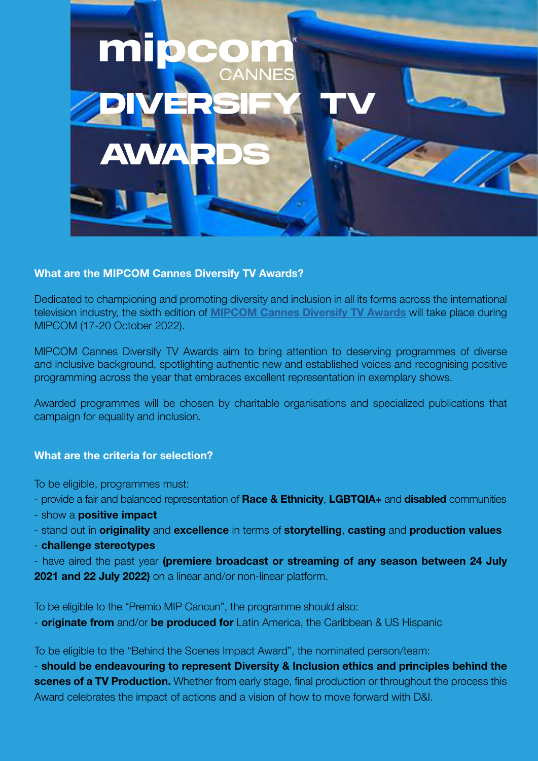# mipcom® CANNES DIVERSIFY TV AWARDS

### What are the MIPCOM Cannes Diversify TV Awards?

Dedicated to championing and promoting diversity and inclusion in all its forms across the international television industry, the sixth edition of **MIPCOM Cannes Diversify TV Awards** will take place during MIPCOM (17-20 October 2022).

MIPCOM Cannes Diversify TV Awards aim to bring attention to deserving programmes of diverse and inclusive background, spotlighting authentic new and established voices and recognising positive programming across the year that embraces excellent representation in exemplary shows.

Awarded programmes will be chosen by charitable organisations and specialized publications that campaign for equality and inclusion.

### What are the criteria for selection?

To be eligible, programmes must:

- provide a fair and balanced representation of **Race & Ethnicity**, **LGBTQIA+** and **disabled** communities
- show a **positive impact**
- stand out in **originality** and **excellence** in terms of **storytelling**, **casting** and **production values**
- **challenge stereotypes**
- have aired the past year **(premiere broadcast or streaming of any season between 24 July 2021 and 22 July 2022)** on a linear and/or non-linear platform.

To be eligible to the “Premio MIP Cancun”, the programme should also:

- **originate from** and/or **be produced for** Latin America, the Caribbean & US Hispanic

To be eligible to the “Behind the Scenes Impact Award”, the nominated person/team:

- **should be endeavouring to represent Diversity & Inclusion ethics and principles behind the scenes of a TV Production.** Whether from early stage, final production or throughout the process this Award celebrates the impact of actions and a vision of how to move forward with D&I.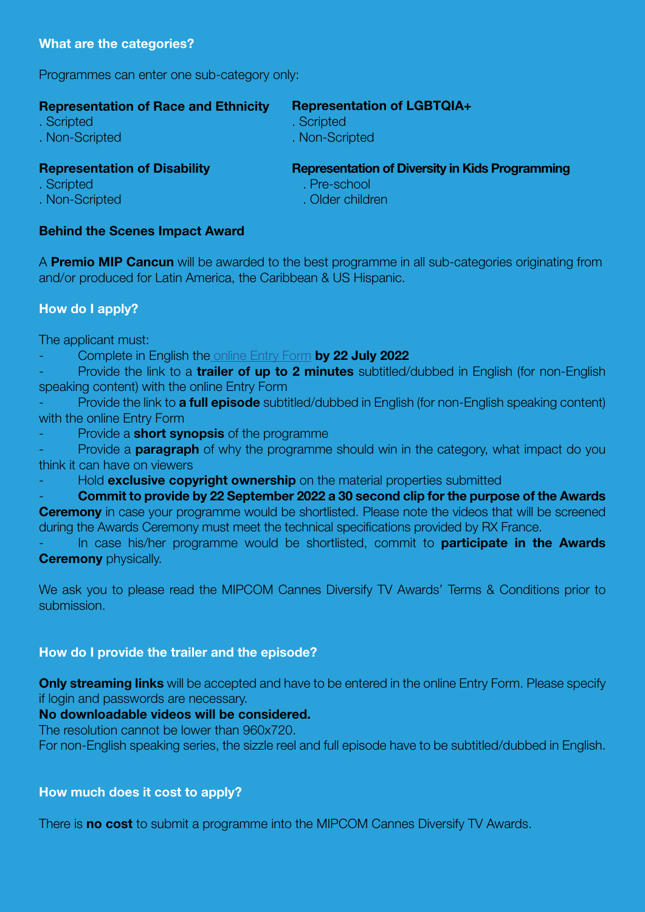### What are the categories?

Programmes can enter one sub-category only:

**Representation of Race and Ethnicity**
- Scripted
- Non-Scripted

**Representation of LGBTQIA+**
- Scripted
- Non-Scripted

**Representation of Disability**
- Scripted
- Non-Scripted

**Representation of Diversity in Kids Programming**
- Pre-school
- Older children

**Behind the Scenes Impact Award**

A **Premio MIP Cancun** will be awarded to the best programme in all sub-categories originating from and/or produced for Latin America, the Caribbean & US Hispanic.

### How do I apply?

The applicant must:

- Complete in English the online Entry Form **by 22 July 2022**
- Provide the link to a **trailer of up to 2 minutes** subtitled/dubbed in English (for non-English speaking content) with the online Entry Form
- Provide the link to **a full episode** subtitled/dubbed in English (for non-English speaking content) with the online Entry Form
- Provide a **short synopsis** of the programme
- Provide a **paragraph** of why the programme should win in the category, what impact do you think it can have on viewers
- Hold **exclusive copyright ownership** on the material properties submitted
- **Commit to provide by 22 September 2022 a 30 second clip for the purpose of the Awards Ceremony** in case your programme would be shortlisted. Please note the videos that will be screened during the Awards Ceremony must meet the technical specifications provided by RX France.
- In case his/her programme would be shortlisted, commit to **participate in the Awards Ceremony** physically.

We ask you to please read the MIPCOM Cannes Diversify TV Awards' Terms & Conditions prior to submission.

### How do I provide the trailer and the episode?

**Only streaming links** will be accepted and have to be entered in the online Entry Form. Please specify if login and passwords are necessary.

**No downloadable videos will be considered.**

The resolution cannot be lower than 960x720.

For non-English speaking series, the sizzle reel and full episode have to be subtitled/dubbed in English.

### How much does it cost to apply?

There is **no cost** to submit a programme into the MIPCOM Cannes Diversify TV Awards.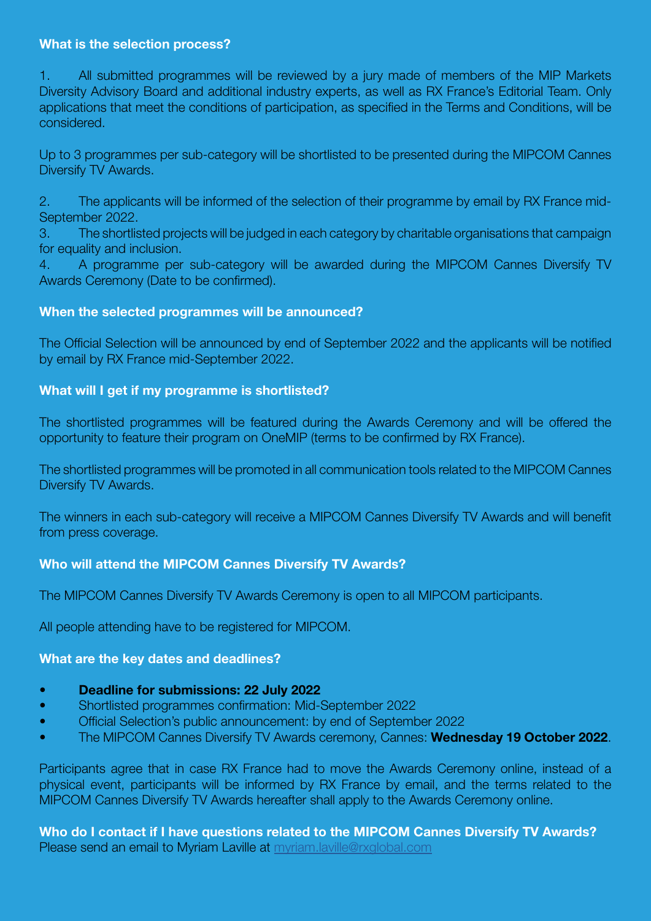**What is the selection process?**

1. All submitted programmes will be reviewed by a jury made of members of the MIP Markets Diversity Advisory Board and additional industry experts, as well as RX France's Editorial Team. Only applications that meet the conditions of participation, as specified in the Terms and Conditions, will be considered.

Up to 3 programmes per sub-category will be shortlisted to be presented during the MIPCOM Cannes Diversify TV Awards.

2. The applicants will be informed of the selection of their programme by email by RX France mid-September 2022.
3. The shortlisted projects will be judged in each category by charitable organisations that campaign for equality and inclusion.
4. A programme per sub-category will be awarded during the MIPCOM Cannes Diversify TV Awards Ceremony (Date to be confirmed).

**When the selected programmes will be announced?**

The Official Selection will be announced by end of September 2022 and the applicants will be notified by email by RX France mid-September 2022.

**What will I get if my programme is shortlisted?**

The shortlisted programmes will be featured during the Awards Ceremony and will be offered the opportunity to feature their program on OneMIP (terms to be confirmed by RX France).

The shortlisted programmes will be promoted in all communication tools related to the MIPCOM Cannes Diversify TV Awards.

The winners in each sub-category will receive a MIPCOM Cannes Diversify TV Awards and will benefit from press coverage.

**Who will attend the MIPCOM Cannes Diversify TV Awards?**

The MIPCOM Cannes Diversify TV Awards Ceremony is open to all MIPCOM participants.

All people attending have to be registered for MIPCOM.

**What are the key dates and deadlines?**

- **Deadline for submissions: 22 July 2022**
- Shortlisted programmes confirmation: Mid-September 2022
- Official Selection's public announcement: by end of September 2022
- The MIPCOM Cannes Diversify TV Awards ceremony, Cannes: **Wednesday 19 October 2022**.

Participants agree that in case RX France had to move the Awards Ceremony online, instead of a physical event, participants will be informed by RX France by email, and the terms related to the MIPCOM Cannes Diversify TV Awards hereafter shall apply to the Awards Ceremony online.

**Who do I contact if I have questions related to the MIPCOM Cannes Diversify TV Awards?**
Please send an email to Myriam Laville at myriam.laville@rxglobal.com